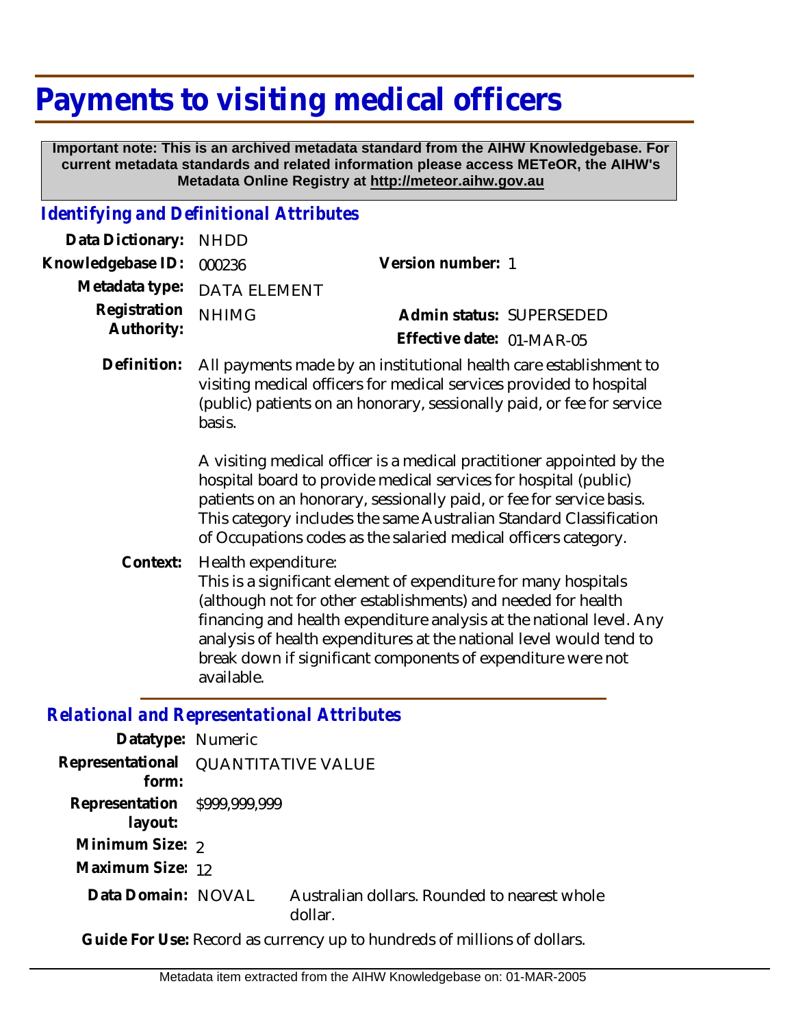# Payments to visiting medical officers

**Important note: This is an archived metadata standard from the AIHW Knowledgebase. For current metadata standards and related information please access METeOR, the AIHW's Metadata Online Registry at http://meteor.aihw.gov.au**

## *Identifying and Definitional Attributes*

**Data Dictionary:** NHDD

**Knowledgebase ID:** 000236

**Version number:** 1

**Metadata type:** DATA ELEMENT

**Registration Authority:** NHIMG

**Admin status:** SUPERSEDED

**Effective date:** 01-MAR-05

**Definition:** All payments made by an institutional health care establishment to visiting medical officers for medical services provided to hospital (public) patients on an honorary, sessionally paid, or fee for service basis.

A visiting medical officer is a medical practitioner appointed by the hospital board to provide medical services for hospital (public) patients on an honorary, sessionally paid, or fee for service basis. This category includes the same Australian Standard Classification of Occupations codes as the salaried medical officers category.

**Context:** Health expenditure:
This is a significant element of expenditure for many hospitals (although not for other establishments) and needed for health financing and health expenditure analysis at the national level. Any analysis of health expenditures at the national level would tend to break down if significant components of expenditure were not available.

## *Relational and Representational Attributes*

**Datatype:** Numeric

**Representational form:** QUANTITATIVE VALUE

**Representation layout:** $999,999,999

**Minimum Size:** 2

**Maximum Size:** 12

**Data Domain:** NOVAL — Australian dollars. Rounded to nearest whole dollar.

**Guide For Use:** Record as currency up to hundreds of millions of dollars.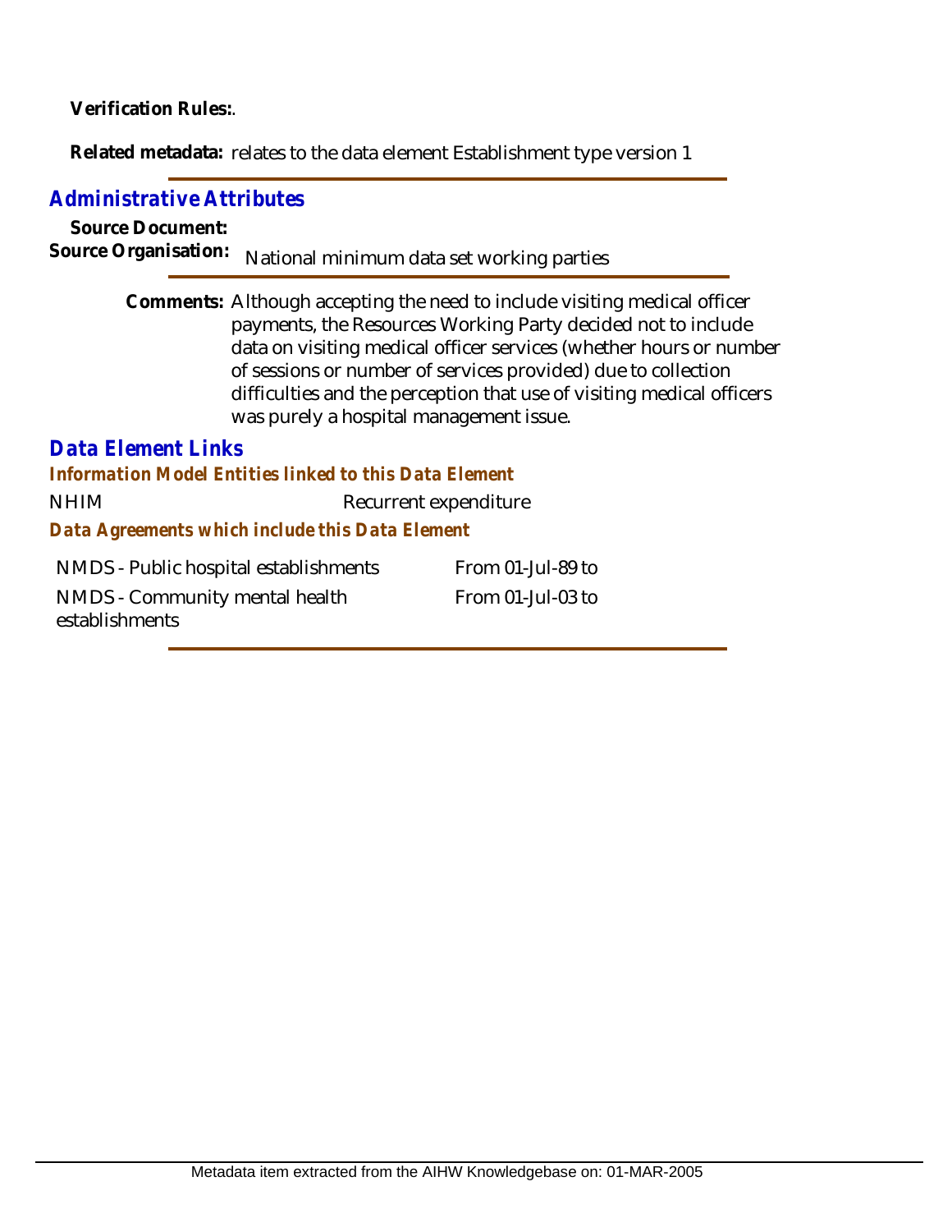**Verification Rules:**.

**Related metadata:** relates to the data element Establishment type version 1

## Administrative Attributes

**Source Document:**

**Source Organisation:** National minimum data set working parties

**Comments:** Although accepting the need to include visiting medical officer payments, the Resources Working Party decided not to include data on visiting medical officer services (whether hours or number of sessions or number of services provided) due to collection difficulties and the perception that use of visiting medical officers was purely a hospital management issue.

## Data Element Links

### *Information Model Entities linked to this Data Element*

| | |
|---|---|
| NHIM | Recurrent expenditure |

### *Data Agreements which include this Data Element*

| | |
|---|---|
| NMDS - Public hospital establishments | From 01-Jul-89 to |
| NMDS - Community mental health establishments | From 01-Jul-03 to |

Metadata item extracted from the AIHW Knowledgebase on: 01-MAR-2005